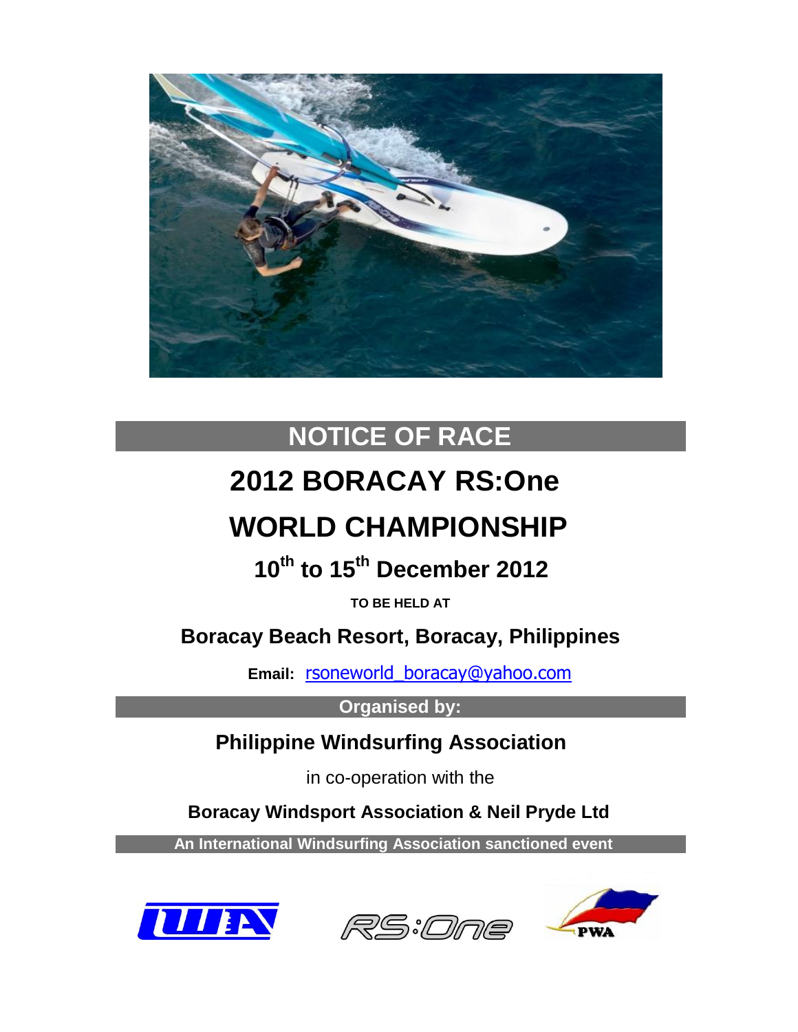# NOTICE OF RACE

# 2012 BORACAY RS:One

# WORLD CHAMPIONSHIP

## 10th to 15th December 2012

**TO BE HELD AT**

## Boracay Beach Resort, Boracay, Philippines

**Email:** rsoneworld_boracay@yahoo.com

**Organised by:**

## Philippine Windsurfing Association

in co-operation with the

**Boracay Windsport Association & Neil Pryde Ltd**

**An International Windsurfing Association sanctioned event**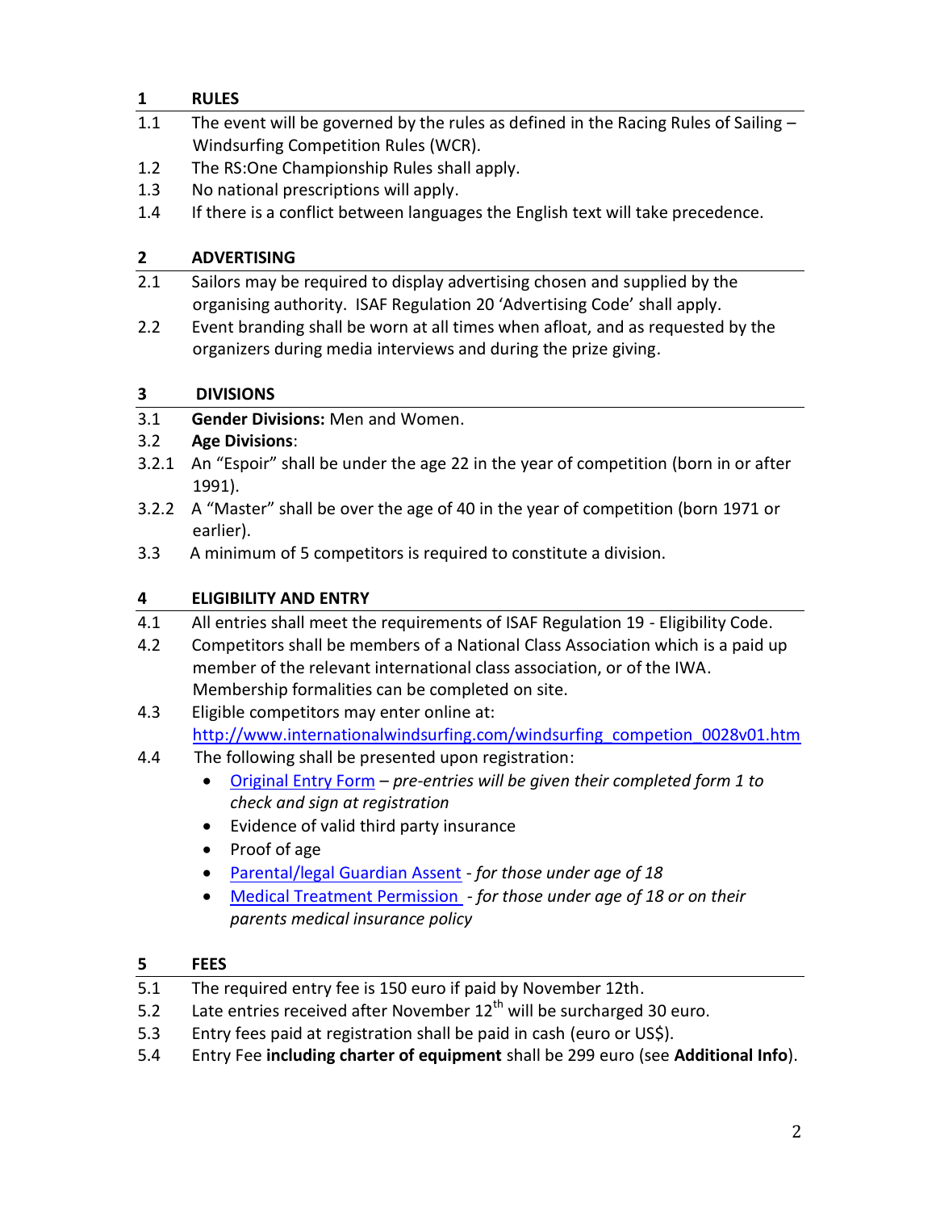## 1 RULES

1.1 The event will be governed by the rules as defined in the Racing Rules of Sailing – Windsurfing Competition Rules (WCR).

1.2 The RS:One Championship Rules shall apply.

1.3 No national prescriptions will apply.

1.4 If there is a conflict between languages the English text will take precedence.

## 2 ADVERTISING

2.1 Sailors may be required to display advertising chosen and supplied by the organising authority. ISAF Regulation 20 'Advertising Code' shall apply.

2.2 Event branding shall be worn at all times when afloat, and as requested by the organizers during media interviews and during the prize giving.

## 3 DIVISIONS

3.1 **Gender Divisions:** Men and Women.

3.2 **Age Divisions**:

3.2.1 An "Espoir" shall be under the age 22 in the year of competition (born in or after 1991).

3.2.2 A "Master" shall be over the age of 40 in the year of competition (born 1971 or earlier).

3.3 A minimum of 5 competitors is required to constitute a division.

## 4 ELIGIBILITY AND ENTRY

4.1 All entries shall meet the requirements of ISAF Regulation 19 - Eligibility Code.

4.2 Competitors shall be members of a National Class Association which is a paid up member of the relevant international class association, or of the IWA. Membership formalities can be completed on site.

4.3 Eligible competitors may enter online at: http://www.internationalwindsurfing.com/windsurfing_competion_0028v01.htm

4.4 The following shall be presented upon registration:

- Original Entry Form – *pre-entries will be given their completed form 1 to check and sign at registration*
- Evidence of valid third party insurance
- Proof of age
- Parental/legal Guardian Assent - *for those under age of 18*
- Medical Treatment Permission - *for those under age of 18 or on their parents medical insurance policy*

## 5 FEES

5.1 The required entry fee is 150 euro if paid by November 12th.

5.2 Late entries received after November 12th will be surcharged 30 euro.

5.3 Entry fees paid at registration shall be paid in cash (euro or US$).

5.4 Entry Fee **including charter of equipment** shall be 299 euro (see **Additional Info**).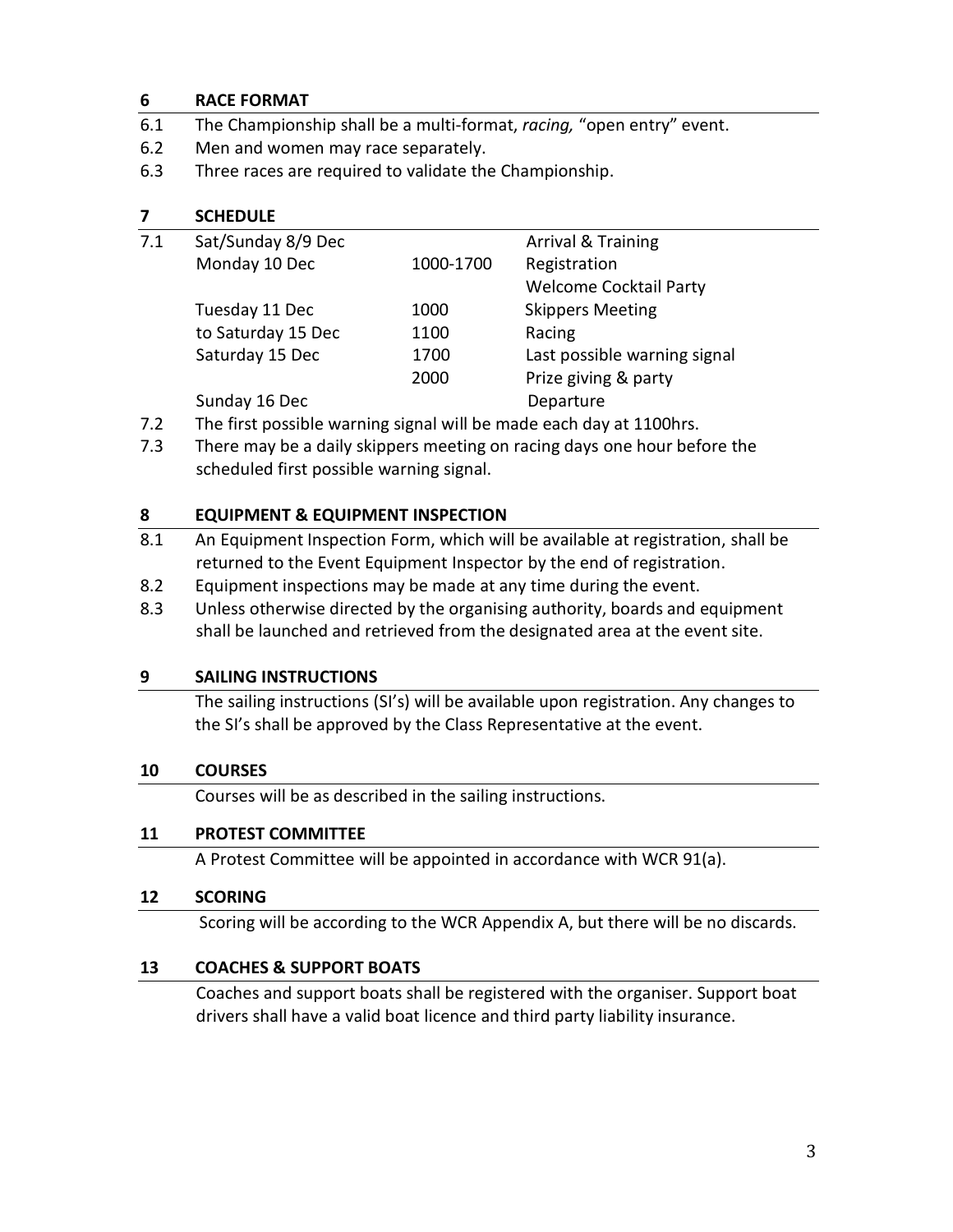## 6 RACE FORMAT

6.1 The Championship shall be a multi-format, *racing,* "open entry" event.

6.2 Men and women may race separately.

6.3 Three races are required to validate the Championship.

## 7 SCHEDULE

7.1

| Day | Time | Event |
|---|---|---|
| Sat/Sunday 8/9 Dec | | Arrival & Training |
| Monday 10 Dec | 1000-1700 | Registration |
| | | Welcome Cocktail Party |
| Tuesday 11 Dec | 1000 | Skippers Meeting |
| to Saturday 15 Dec | 1100 | Racing |
| Saturday 15 Dec | 1700 | Last possible warning signal |
| | 2000 | Prize giving & party |
| Sunday 16 Dec | | Departure |

7.2 The first possible warning signal will be made each day at 1100hrs.

7.3 There may be a daily skippers meeting on racing days one hour before the scheduled first possible warning signal.

## 8 EQUIPMENT & EQUIPMENT INSPECTION

8.1 An Equipment Inspection Form, which will be available at registration, shall be returned to the Event Equipment Inspector by the end of registration.

8.2 Equipment inspections may be made at any time during the event.

8.3 Unless otherwise directed by the organising authority, boards and equipment shall be launched and retrieved from the designated area at the event site.

## 9 SAILING INSTRUCTIONS

The sailing instructions (SI's) will be available upon registration. Any changes to the SI's shall be approved by the Class Representative at the event.

## 10 COURSES

Courses will be as described in the sailing instructions.

## 11 PROTEST COMMITTEE

A Protest Committee will be appointed in accordance with WCR 91(a).

## 12 SCORING

Scoring will be according to the WCR Appendix A, but there will be no discards.

## 13 COACHES & SUPPORT BOATS

Coaches and support boats shall be registered with the organiser. Support boat drivers shall have a valid boat licence and third party liability insurance.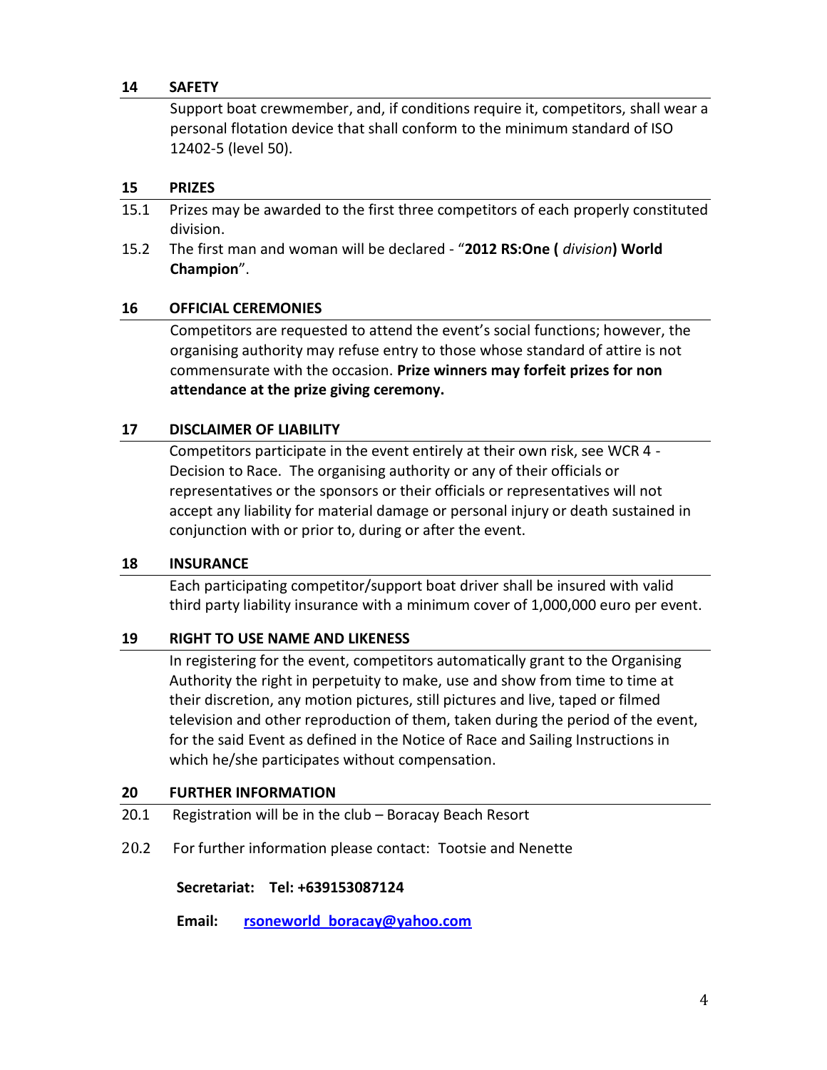## 14 SAFETY

Support boat crewmember, and, if conditions require it, competitors, shall wear a personal flotation device that shall conform to the minimum standard of ISO 12402-5 (level 50).

## 15 PRIZES

15.1 Prizes may be awarded to the first three competitors of each properly constituted division.

15.2 The first man and woman will be declared - "**2012 RS:One (** *division***) World Champion**".

## 16 OFFICIAL CEREMONIES

Competitors are requested to attend the event's social functions; however, the organising authority may refuse entry to those whose standard of attire is not commensurate with the occasion. **Prize winners may forfeit prizes for non attendance at the prize giving ceremony.**

## 17 DISCLAIMER OF LIABILITY

Competitors participate in the event entirely at their own risk, see WCR 4 - Decision to Race. The organising authority or any of their officials or representatives or the sponsors or their officials or representatives will not accept any liability for material damage or personal injury or death sustained in conjunction with or prior to, during or after the event.

## 18 INSURANCE

Each participating competitor/support boat driver shall be insured with valid third party liability insurance with a minimum cover of 1,000,000 euro per event.

## 19 RIGHT TO USE NAME AND LIKENESS

In registering for the event, competitors automatically grant to the Organising Authority the right in perpetuity to make, use and show from time to time at their discretion, any motion pictures, still pictures and live, taped or filmed television and other reproduction of them, taken during the period of the event, for the said Event as defined in the Notice of Race and Sailing Instructions in which he/she participates without compensation.

## 20 FURTHER INFORMATION

20.1 Registration will be in the club – Boracay Beach Resort

20.2 For further information please contact: Tootsie and Nenette

**Secretariat: Tel: +639153087124**

**Email:** **rsoneworld_boracay@yahoo.com**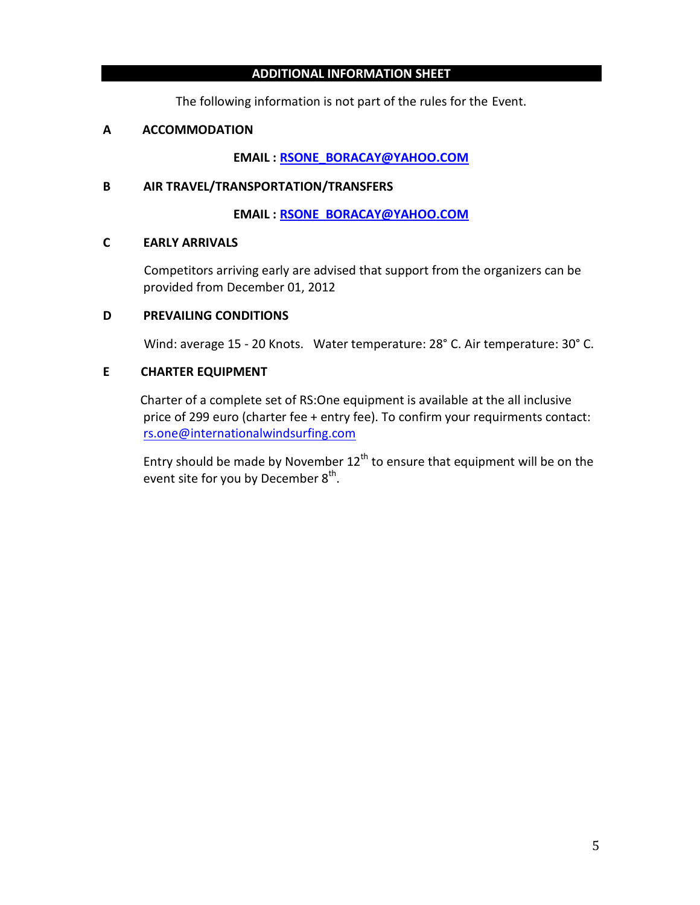## ADDITIONAL INFORMATION SHEET

The following information is not part of the rules for the Event.

### A ACCOMMODATION

**EMAIL : RSONE_BORACAY@YAHOO.COM**

### B AIR TRAVEL/TRANSPORTATION/TRANSFERS

**EMAIL : RSONE_BORACAY@YAHOO.COM**

### C EARLY ARRIVALS

Competitors arriving early are advised that support from the organizers can be provided from December 01, 2012

### D PREVAILING CONDITIONS

Wind: average 15 - 20 Knots. Water temperature: 28° C. Air temperature: 30° C.

### E CHARTER EQUIPMENT

Charter of a complete set of RS:One equipment is available at the all inclusive price of 299 euro (charter fee + entry fee). To confirm your requirments contact: rs.one@internationalwindsurfing.com

Entry should be made by November 12th to ensure that equipment will be on the event site for you by December 8th.